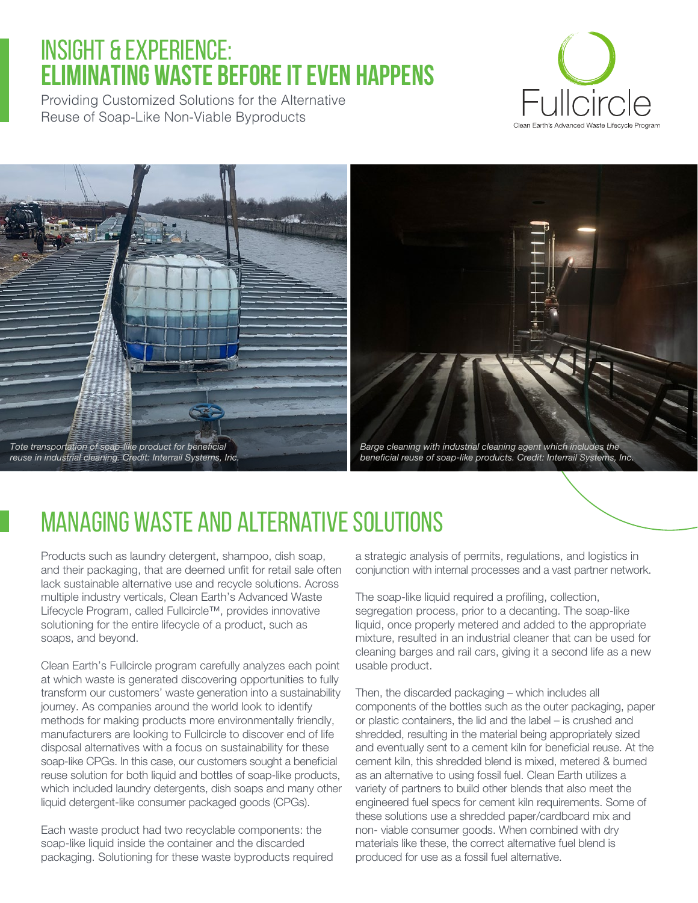# INSIGHT & EXPERIENCE: ELIMINATING WASTE BEFORE IT EVEN HAPPENS

Providing Customized Solutions for the Alternative Reuse of Soap-Like Non-Viable Byproducts

Fullcircle
Clean Earth's Advanced Waste Lifecycle Program

*Tote transportation of soap-like product for beneficial reuse in industrial cleaning. Credit: Interrail Systems, Inc.*

*Barge cleaning with industrial cleaning agent which includes the beneficial reuse of soap-like products. Credit: Interrail Systems, Inc.*

## MANAGING WASTE AND ALTERNATIVE SOLUTIONS

Products such as laundry detergent, shampoo, dish soap, and their packaging, that are deemed unfit for retail sale often lack sustainable alternative use and recycle solutions. Across multiple industry verticals, Clean Earth's Advanced Waste Lifecycle Program, called Fullcircle™, provides innovative solutioning for the entire lifecycle of a product, such as soaps, and beyond.

Clean Earth's Fullcircle program carefully analyzes each point at which waste is generated discovering opportunities to fully transform our customers' waste generation into a sustainability journey. As companies around the world look to identify methods for making products more environmentally friendly, manufacturers are looking to Fullcircle to discover end of life disposal alternatives with a focus on sustainability for these soap-like CPGs. In this case, our customers sought a beneficial reuse solution for both liquid and bottles of soap-like products, which included laundry detergents, dish soaps and many other liquid detergent-like consumer packaged goods (CPGs).

Each waste product had two recyclable components: the soap-like liquid inside the container and the discarded packaging. Solutioning for these waste byproducts required a strategic analysis of permits, regulations, and logistics in conjunction with internal processes and a vast partner network.

The soap-like liquid required a profiling, collection, segregation process, prior to a decanting. The soap-like liquid, once properly metered and added to the appropriate mixture, resulted in an industrial cleaner that can be used for cleaning barges and rail cars, giving it a second life as a new usable product.

Then, the discarded packaging – which includes all components of the bottles such as the outer packaging, paper or plastic containers, the lid and the label – is crushed and shredded, resulting in the material being appropriately sized and eventually sent to a cement kiln for beneficial reuse. At the cement kiln, this shredded blend is mixed, metered & burned as an alternative to using fossil fuel. Clean Earth utilizes a variety of partners to build other blends that also meet the engineered fuel specs for cement kiln requirements. Some of these solutions use a shredded paper/cardboard mix and non- viable consumer goods. When combined with dry materials like these, the correct alternative fuel blend is produced for use as a fossil fuel alternative.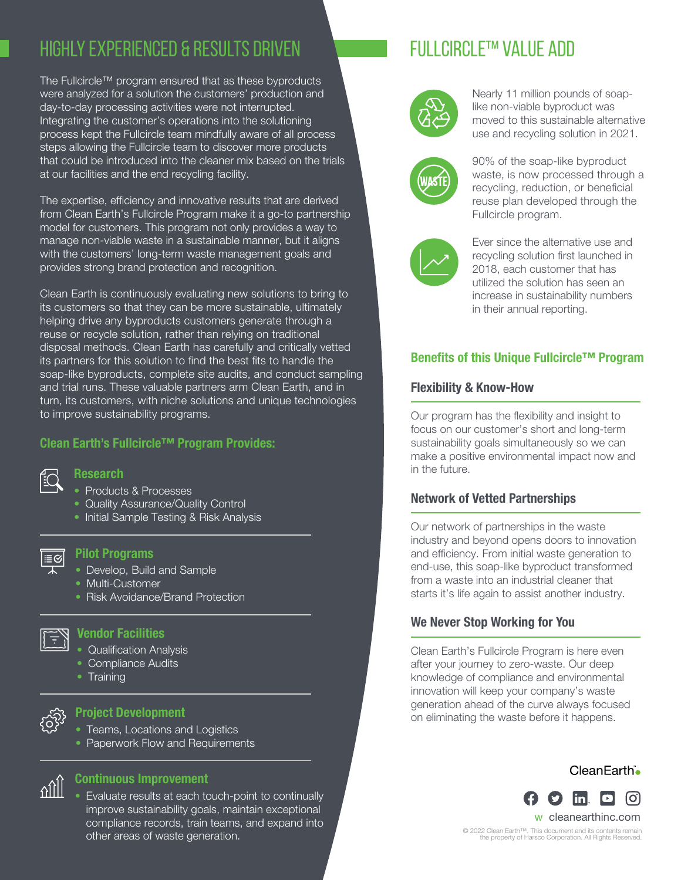# HIGHLY EXPERIENCED & RESULTS DRIVEN

The Fullcircle™ program ensured that as these byproducts were analyzed for a solution the customers' production and day-to-day processing activities were not interrupted. Integrating the customer's operations into the solutioning process kept the Fullcircle team mindfully aware of all process steps allowing the Fullcircle team to discover more products that could be introduced into the cleaner mix based on the trials at our facilities and the end recycling facility.

The expertise, efficiency and innovative results that are derived from Clean Earth's Fullcircle Program make it a go-to partnership model for customers. This program not only provides a way to manage non-viable waste in a sustainable manner, but it aligns with the customers' long-term waste management goals and provides strong brand protection and recognition.

Clean Earth is continuously evaluating new solutions to bring to its customers so that they can be more sustainable, ultimately helping drive any byproducts customers generate through a reuse or recycle solution, rather than relying on traditional disposal methods. Clean Earth has carefully and critically vetted its partners for this solution to find the best fits to handle the soap-like byproducts, complete site audits, and conduct sampling and trial runs. These valuable partners arm Clean Earth, and in turn, its customers, with niche solutions and unique technologies to improve sustainability programs.

## Clean Earth's Fullcircle™ Program Provides:

### Research

- Products & Processes
- Quality Assurance/Quality Control
- Initial Sample Testing & Risk Analysis

### Pilot Programs

- Develop, Build and Sample
- Multi-Customer
- Risk Avoidance/Brand Protection

### Vendor Facilities

- Qualification Analysis
- Compliance Audits
- Training

### Project Development

- Teams, Locations and Logistics
- Paperwork Flow and Requirements

### Continuous Improvement

- Evaluate results at each touch-point to continually improve sustainability goals, maintain exceptional compliance records, train teams, and expand into other areas of waste generation.

# FULLCIRCLE™ VALUE ADD

Nearly 11 million pounds of soap-like non-viable byproduct was moved to this sustainable alternative use and recycling solution in 2021.

90% of the soap-like byproduct waste, is now processed through a recycling, reduction, or beneficial reuse plan developed through the Fullcircle program.

Ever since the alternative use and recycling solution first launched in 2018, each customer that has utilized the solution has seen an increase in sustainability numbers in their annual reporting.

## Benefits of this Unique Fullcircle™ Program

### Flexibility & Know-How

Our program has the flexibility and insight to focus on our customer's short and long-term sustainability goals simultaneously so we can make a positive environmental impact now and in the future.

### Network of Vetted Partnerships

Our network of partnerships in the waste industry and beyond opens doors to innovation and efficiency. From initial waste generation to end-use, this soap-like byproduct transformed from a waste into an industrial cleaner that starts it's life again to assist another industry.

### We Never Stop Working for You

Clean Earth's Fullcircle Program is here even after your journey to zero-waste. Our deep knowledge of compliance and environmental innovation will keep your company's waste generation ahead of the curve always focused on eliminating the waste before it happens.

CleanEarth

w cleanearthinc.com

© 2022 Clean Earth™. This document and its contents remain the property of Harsco Corporation. All Rights Reserved.